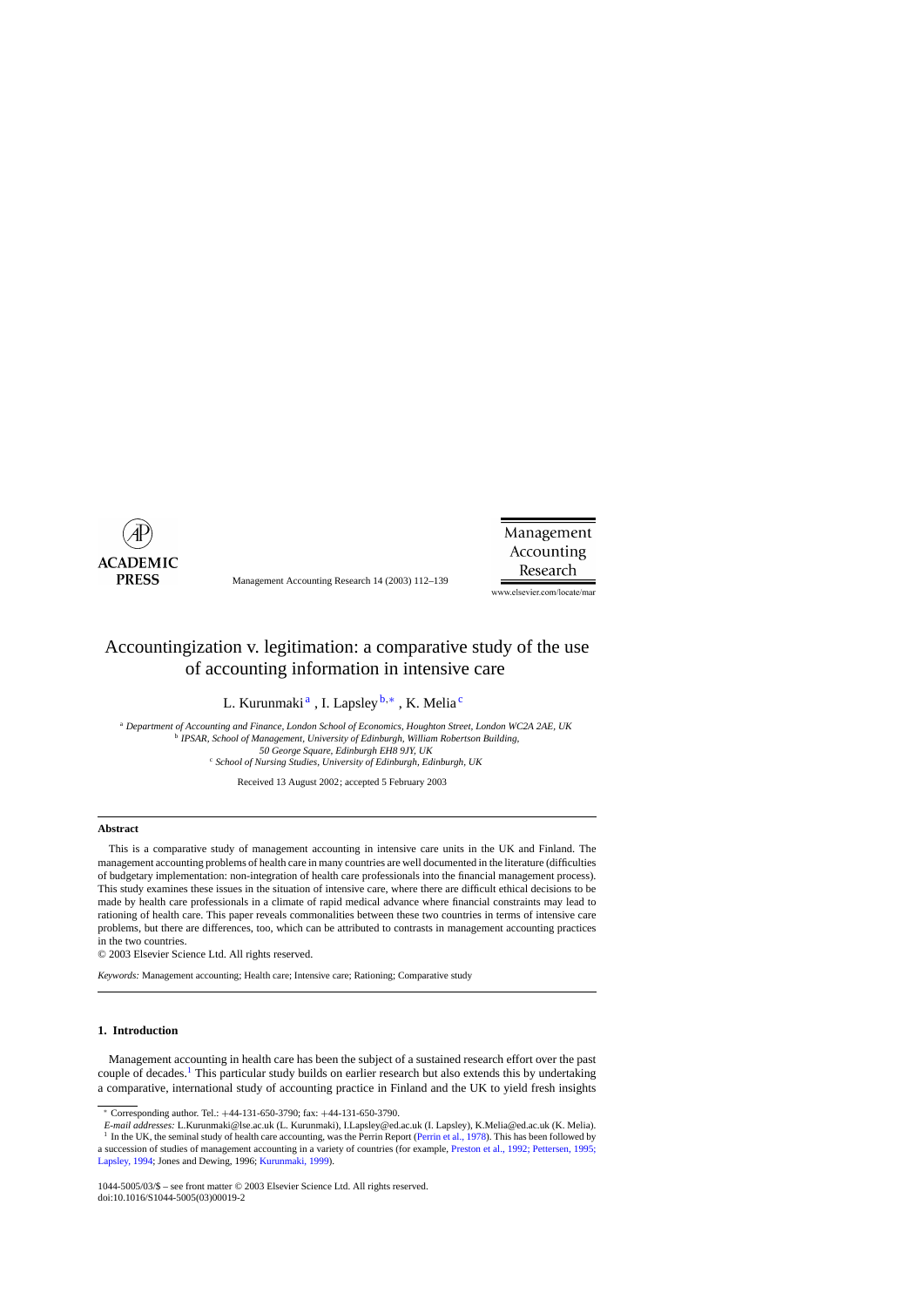# Accountingization v. legitimation: a comparative study of the use of accounting information in intensive care

L. Kurunmaki[a], I. Lapsley[b,*], K. Melia[c]

[a] *Department of Accounting and Finance, London School of Economics, Houghton Street, London WC2A 2AE, UK*
[b] *IPSAR, School of Management, University of Edinburgh, William Robertson Building, 50 George Square, Edinburgh EH8 9JY, UK*
[c] *School of Nursing Studies, University of Edinburgh, Edinburgh, UK*

Received 13 August 2002; accepted 5 February 2003

## Abstract

This is a comparative study of management accounting in intensive care units in the UK and Finland. The management accounting problems of health care in many countries are well documented in the literature (difficulties of budgetary implementation: non-integration of health care professionals into the financial management process). This study examines these issues in the situation of intensive care, where there are difficult ethical decisions to be made by health care professionals in a climate of rapid medical advance where financial constraints may lead to rationing of health care. This paper reveals commonalities between these two countries in terms of intensive care problems, but there are differences, too, which can be attributed to contrasts in management accounting practices in the two countries.

© 2003 Elsevier Science Ltd. All rights reserved.

*Keywords:* Management accounting; Health care; Intensive care; Rationing; Comparative study

## 1. Introduction

Management accounting in health care has been the subject of a sustained research effort over the past couple of decades.[1] This particular study builds on earlier research but also extends this by undertaking a comparative, international study of accounting practice in Finland and the UK to yield fresh insights

---

* Corresponding author. Tel.: +44-131-650-3790; fax: +44-131-650-3790.

*E-mail addresses:* L.Kurunmaki@lse.ac.uk (L. Kurunmaki), I.Lapsley@ed.ac.uk (I. Lapsley), K.Melia@ed.ac.uk (K. Melia).

[1] In the UK, the seminal study of health care accounting, was the Perrin Report (Perrin et al., 1978). This has been followed by a succession of studies of management accounting in a variety of countries (for example, Preston et al., 1992; Pettersen, 1995; Lapsley, 1994; Jones and Dewing, 1996; Kurunmaki, 1999).

1044-5005/03/$ – see front matter © 2003 Elsevier Science Ltd. All rights reserved.
doi:10.1016/S1044-5005(03)00019-2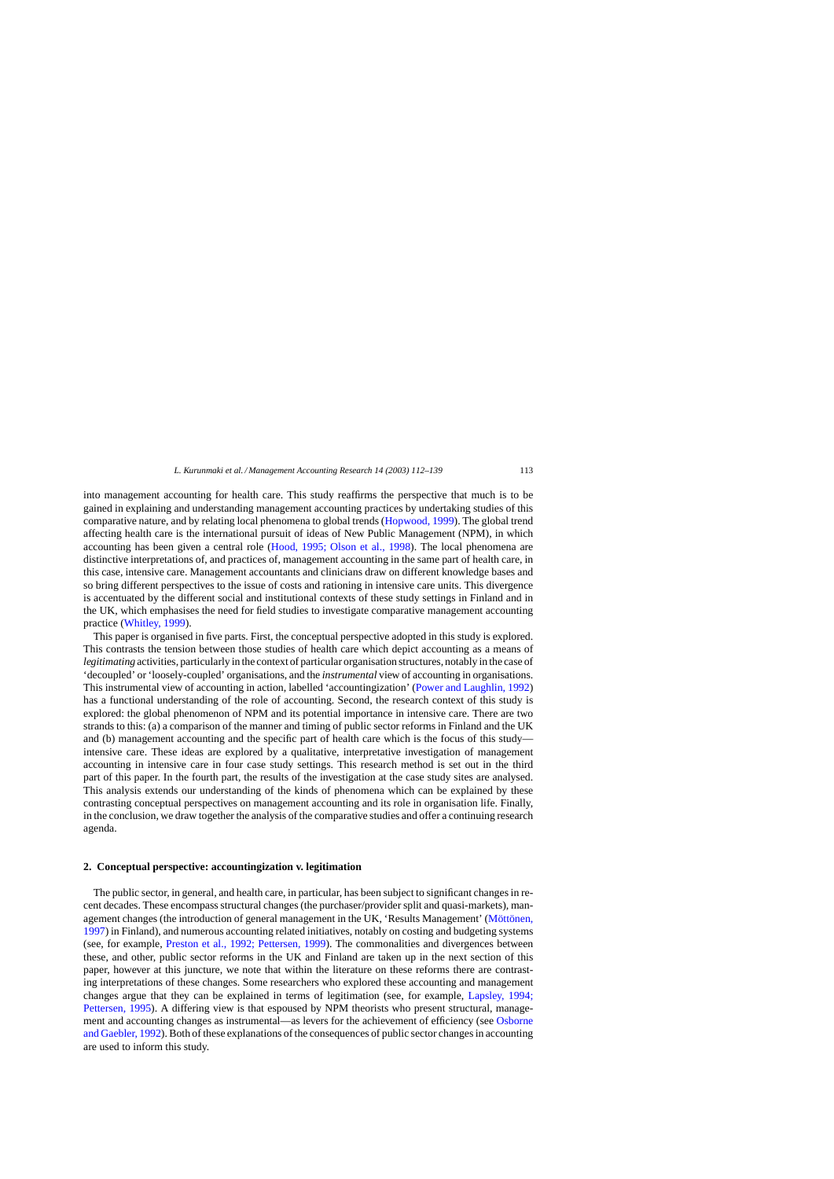into management accounting for health care. This study reaffirms the perspective that much is to be gained in explaining and understanding management accounting practices by undertaking studies of this comparative nature, and by relating local phenomena to global trends (Hopwood, 1999). The global trend affecting health care is the international pursuit of ideas of New Public Management (NPM), in which accounting has been given a central role (Hood, 1995; Olson et al., 1998). The local phenomena are distinctive interpretations of, and practices of, management accounting in the same part of health care, in this case, intensive care. Management accountants and clinicians draw on different knowledge bases and so bring different perspectives to the issue of costs and rationing in intensive care units. This divergence is accentuated by the different social and institutional contexts of these study settings in Finland and in the UK, which emphasises the need for field studies to investigate comparative management accounting practice (Whitley, 1999).

This paper is organised in five parts. First, the conceptual perspective adopted in this study is explored. This contrasts the tension between those studies of health care which depict accounting as a means of *legitimating* activities, particularly in the context of particular organisation structures, notably in the case of 'decoupled' or 'loosely-coupled' organisations, and the *instrumental* view of accounting in organisations. This instrumental view of accounting in action, labelled 'accountingization' (Power and Laughlin, 1992) has a functional understanding of the role of accounting. Second, the research context of this study is explored: the global phenomenon of NPM and its potential importance in intensive care. There are two strands to this: (a) a comparison of the manner and timing of public sector reforms in Finland and the UK and (b) management accounting and the specific part of health care which is the focus of this study—intensive care. These ideas are explored by a qualitative, interpretative investigation of management accounting in intensive care in four case study settings. This research method is set out in the third part of this paper. In the fourth part, the results of the investigation at the case study sites are analysed. This analysis extends our understanding of the kinds of phenomena which can be explained by these contrasting conceptual perspectives on management accounting and its role in organisation life. Finally, in the conclusion, we draw together the analysis of the comparative studies and offer a continuing research agenda.

## 2. Conceptual perspective: accountingization v. legitimation

The public sector, in general, and health care, in particular, has been subject to significant changes in recent decades. These encompass structural changes (the purchaser/provider split and quasi-markets), management changes (the introduction of general management in the UK, 'Results Management' (Möttönen, 1997) in Finland), and numerous accounting related initiatives, notably on costing and budgeting systems (see, for example, Preston et al., 1992; Pettersen, 1999). The commonalities and divergences between these, and other, public sector reforms in the UK and Finland are taken up in the next section of this paper, however at this juncture, we note that within the literature on these reforms there are contrasting interpretations of these changes. Some researchers who explored these accounting and management changes argue that they can be explained in terms of legitimation (see, for example, Lapsley, 1994; Pettersen, 1995). A differing view is that espoused by NPM theorists who present structural, management and accounting changes as instrumental—as levers for the achievement of efficiency (see Osborne and Gaebler, 1992). Both of these explanations of the consequences of public sector changes in accounting are used to inform this study.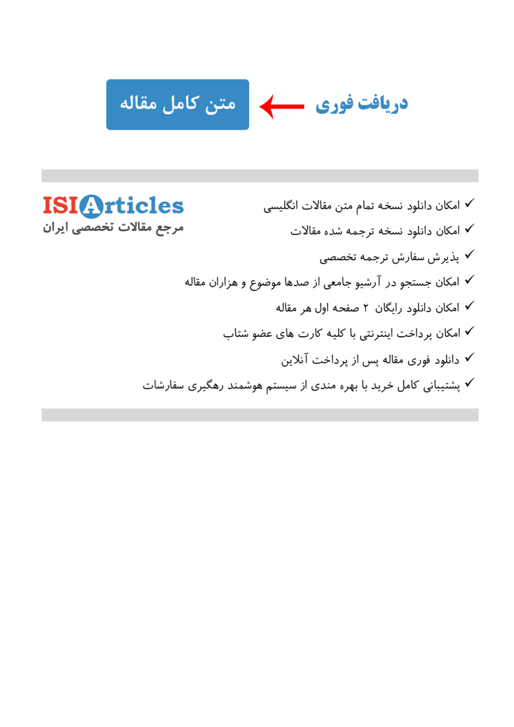دریافت فوری ← **متن کامل مقاله**

**ISIArticles**
مرجع مقالات تخصصی ایران

- ✓ امکان دانلود نسخه تمام متن مقالات انگلیسی
- ✓ امکان دانلود نسخه ترجمه شده مقالات
- ✓ پذیرش سفارش ترجمه تخصصی
- ✓ امکان جستجو در آرشیو جامعی از صدها موضوع و هزاران مقاله
- ✓ امکان دانلود رایگان ۲ صفحه اول هر مقاله
- ✓ امکان پرداخت اینترنتی با کلیه کارت های عضو شتاب
- ✓ دانلود فوری مقاله پس از پرداخت آنلاین
- ✓ پشتیبانی کامل خرید با بهره مندی از سیستم هوشمند رهگیری سفارشات